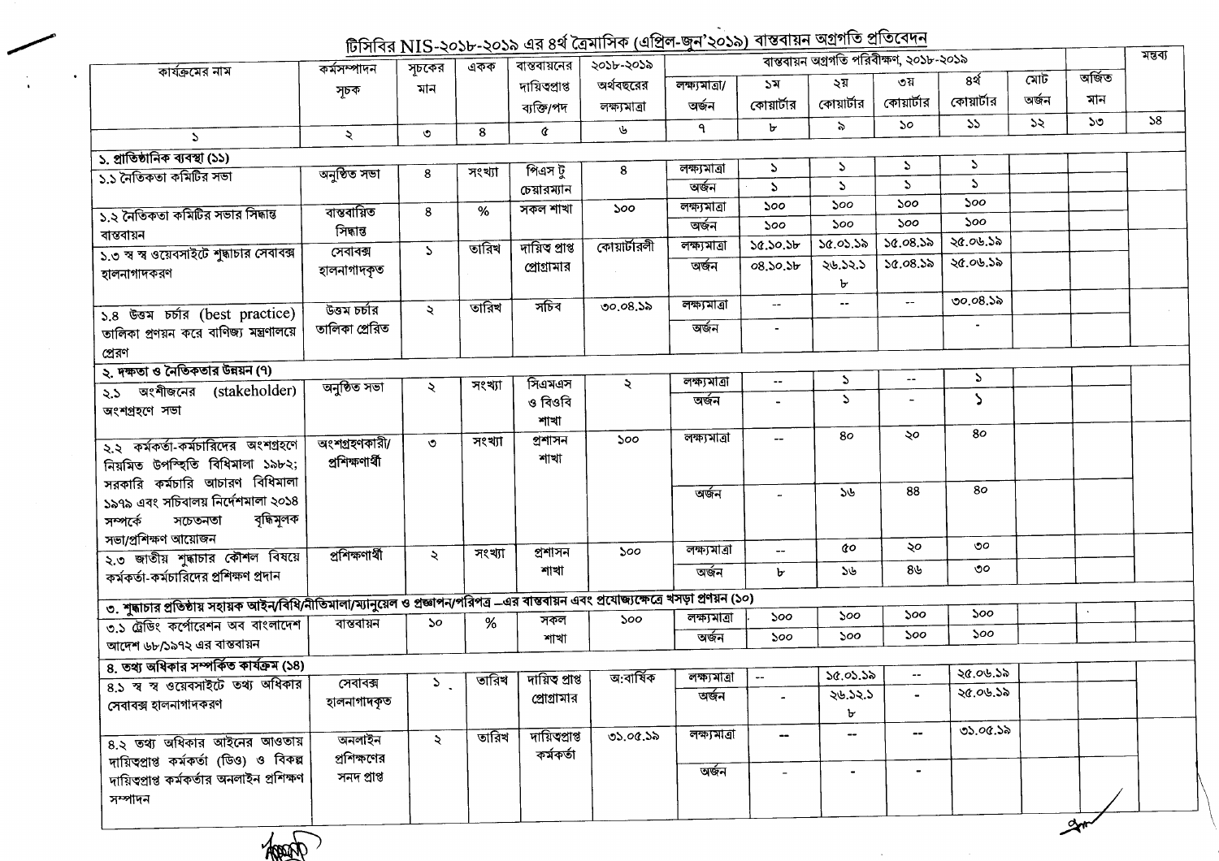# টিসিবির NIS-২০১৮-২০১৯ এর ৪র্থ ত্রৈমাসিক (এপ্রিল-জুন'২০১৯) বাস্তবায়ন অগ্রগতি প্রতিবেদন

| কার্যক্রমের নাম | কর্মসম্পাদন সূচক | সূচকের মান | একক | বাস্তবায়নের দায়িত্বপ্রাপ্ত ব্যক্তি/পদ | ২০১৮-২০১৯ অর্থবছরের লক্ষ্যমাত্রা | বাস্তবায়ন অগ্রগতি পরিবীক্ষণ, ২০১৮-২০১৯ | | | | | | অর্জিত মান | মন্তব্য |
|---|---|---|---|---|---|---|---|---|---|---|---|---|---|
| | | | | | | লক্ষ্যমাত্রা/ অর্জন | ১ম কোয়ার্টার | ২য় কোয়ার্টার | ৩য় কোয়ার্টার | ৪র্থ কোয়ার্টার | মোট অর্জন | | |
| ১ | ২ | ৩ | ৪ | ৫ | ৬ | ৭ | ৮ | ৯ | ১০ | ১১ | ১২ | ১৩ | ১৪ |
| **১. প্রাতিষ্ঠানিক ব্যবস্থা (১১)** | | | | | | | | | | | | | |
| ১.১ নৈতিকতা কমিটির সভা | অনুষ্ঠিত সভা | ৪ | সংখ্যা | পিএস টু চেয়ারম্যান | ৪ | লক্ষ্যমাত্রা | ১ | ১ | ১ | ১ | | | |
| | | | | | | অর্জন | ১ | ১ | ১ | ১ | | | |
| ১.২ নৈতিকতা কমিটির সভার সিদ্ধান্ত বাস্তবায়ন | বাস্তবায়িত সিদ্ধান্ত | ৪ | % | সকল শাখা | ১০০ | লক্ষ্যমাত্রা | ১০০ | ১০০ | ১০০ | ১০০ | | | |
| | | | | | | অর্জন | ১০০ | ১০০ | ১০০ | ১০০ | | | |
| ১.৩ স্ব স্ব ওয়েবসাইটে শুদ্ধাচার সেবাবক্স হালনাগাদকরণ | সেবাবক্স হালনাগাদকৃত | ১ | তারিখ | দায়িত্ব প্রাপ্ত প্রোগ্রামার | কোয়ার্টারলী | লক্ষ্যমাত্রা | ১৫.১০.১৮ | ১৫.০১.১৯ | ১৫.০৪.১৯ | ২৫.০৬.১৯ | | | |
| | | | | | | অর্জন | ০৪.১০.১৮ | ২৬.১২.১৮ | ১৫.০৪.১৯ | ২৫.০৬.১৯ | | | |
| ১.৪ উত্তম চর্চার (best practice) তালিকা প্রণয়ন করে বাণিজ্য মন্ত্রণালয়ে প্রেরণ | উত্তম চর্চার তালিকা প্রেরিত | ২ | তারিখ | সচিব | ৩০.০৪.১৯ | লক্ষ্যমাত্রা | -- | -- | -- | ৩০.০৪.১৯ | | | |
| | | | | | | অর্জন | - | | | - | | | |
| **২. দক্ষতা ও নৈতিকতার উন্নয়ন (৭)** | | | | | | | | | | | | | |
| ২.১ অংশীজনের (stakeholder) অংশগ্রহণে সভা | অনুষ্ঠিত সভা | ২ | সংখ্যা | সিএমএস ও বিওবি শাখা | ২ | লক্ষ্যমাত্রা | -- | ১ | -- | ১ | | | |
| | | | | | | অর্জন | - | ১ | - | ১ | | | |
| ২.২ কর্মকর্তা-কর্মচারিদের অংশগ্রহণে নিয়মিত উপস্থিতি বিধিমালা ১৯৮২; সরকারি কর্মচারি আচারণ বিধিমালা ১৯৭৯ এবং সচিবালয় নির্দেশমালা ২০১৪ সম্পর্কে সচেতনতা বৃদ্ধিমূলক সভা/প্রশিক্ষণ আয়োজন | অংশগ্রহণকারী/ প্রশিক্ষণার্থী | ৩ | সংখ্যা | প্রশাসন শাখা | ১০০ | লক্ষ্যমাত্রা | -- | ৪০ | ২০ | ৪০ | | | |
| | | | | | | অর্জন | - | ১৬ | ৪৪ | ৪০ | | | |
| ২.৩ জাতীয় শুদ্ধাচার কৌশল বিষয়ে কর্মকর্তা-কর্মচারিদের প্রশিক্ষণ প্রদান | প্রশিক্ষণার্থী | ২ | সংখ্যা | প্রশাসন শাখা | ১০০ | লক্ষ্যমাত্রা | -- | ৫০ | ২০ | ৩০ | | | |
| | | | | | | অর্জন | ৮ | ১৬ | ৪৬ | ৩০ | | | |
| **৩. শুদ্ধাচার প্রতিষ্ঠায় সহায়ক আইন/বিধি/নীতিমালা/ম্যানুয়েল ও প্রজ্ঞাপন/পরিপত্র –এর বাস্তবায়ন এবং প্রযোজ্যক্ষেত্রে খসড়া প্রণয়ন (১০)** | | | | | | | | | | | | | |
| ৩.১ ট্রেডিং কর্পোরেশন অব বাংলাদেশ আদেশ ৬৮/১৯৭২ এর বাস্তবায়ন | বাস্তবায়ন | ১০ | % | সকল শাখা | ১০০ | লক্ষ্যমাত্রা | ১০০ | ১০০ | ১০০ | ১০০ | | | |
| | | | | | | অর্জন | ১০০ | ১০০ | ১০০ | ১০০ | | | |
| **৪. তথ্য অধিকার সম্পর্কিত কার্যক্রম (১৪)** | | | | | | | | | | | | | |
| ৪.১ স্ব স্ব ওয়েবসাইটে তথ্য অধিকার সেবাবক্স হালনাগাদকরণ | সেবাবক্স হালনাগাদকৃত | ১ | তারিখ | দায়িত্ব প্রাপ্ত প্রোগ্রামার | অ:বার্ষিক | লক্ষ্যমাত্রা | -- | ১৫.০১.১৯ | -- | ২৫.০৬.১৯ | | | |
| | | | | | | অর্জন | - | ২৬.১২.১৮ | - | ২৫.০৬.১৯ | | | |
| ৪.২ তথ্য অধিকার আইনের আওতায় দায়িত্বপ্রাপ্ত কর্মকর্তা (ডিও) ও বিকল্প দায়িত্বপ্রাপ্ত কর্মকর্তার অনলাইন প্রশিক্ষণ সম্পাদন | অনলাইন প্রশিক্ষণের সনদ প্রাপ্ত | ২ | তারিখ | দায়িত্বপ্রাপ্ত কর্মকর্তা | ৩১.০৫.১৯ | লক্ষ্যমাত্রা | -- | -- | -- | ৩১.০৫.১৯ | | | |
| | | | | | | অর্জন | - | - | - | | | | |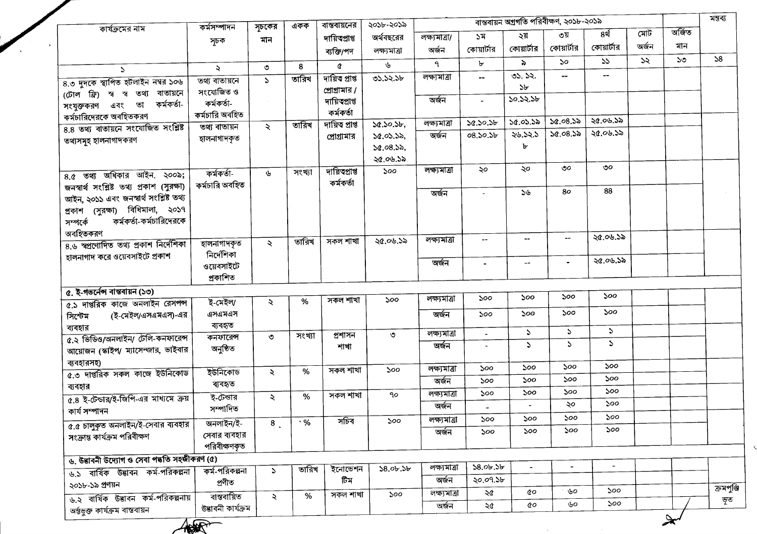| কার্যক্রমের নাম | কর্মসম্পাদন সূচক | সূচকের মান | একক | বাস্তবায়নের দায়িত্বপ্রাপ্ত ব্যক্তি/পদ | ২০১৮-২০১৯ অর্থবছরের লক্ষ্যমাত্রা | বাস্তবায়ন অগ্রগতি পরিবীক্ষণ, ২০১৮-২০১৯ | | | | | | অর্জিত মান | মন্তব্য |
|---|---|---|---|---|---|---|---|---|---|---|---|---|---|
| | | | | | | লক্ষ্যমাত্রা/ অর্জন | ১ম কোয়ার্টার | ২য় কোয়ার্টার | ৩য় কোয়ার্টার | ৪র্থ কোয়ার্টার | মোট অর্জন | | |
| ১ | ২ | ৩ | ৪ | ৫ | ৬ | ৭ | ৮ | ৯ | ১০ | ১১ | ১২ | ১৩ | ১৪ |
| ৪.৩ দুদকে স্থাপিত হটলাইন নম্বর ১০৬ (টোল ফ্রি) স্ব স্ব তথ্য বাতায়নে সংযুক্তকরণ এবং তা কর্মকর্তা-কর্মচারিদেরকে অবহিতকরণ | তথ্য বাতায়নে সংযোজিত ও কর্মকর্তা-কর্মচারি অবহিত | ১ | তারিখ | দায়িত্ব প্রাপ্ত প্রোগ্রামার / দায়িত্বপ্রাপ্ত কর্মকর্তা | ৩১.১২.১৮ | লক্ষ্যমাত্রা | -- | ৩১.১২.১৮ | -- | -- | | | |
| | | | | | | অর্জন | - | ১০.১২.১৮ | | | | | |
| ৪.৪ তথ্য বাতায়নে সংযোজিত সংশ্লিষ্ট তথ্যসমূহ হালনাগাদকরণ | তথ্য বাতায়ন হালনাগাদকৃত | ২ | তারিখ | দায়িত্ব প্রাপ্ত প্রোগ্রামার | ১৫.১০.১৮, ১৫.০১.১৯, ১৫.০৪.১৯, ২৫.০৬.১৯ | লক্ষ্যমাত্রা | ১৫.১০.১৮ | ১৫.০১.১৯ | ১৫.০৪.১৯ | ২৫.০৬.১৯ | | | |
| | | | | | | অর্জন | ০৪.১০.১৮ | ২৬.১২.১৮ | ১৫.০৪.১৯ | ২৫.০৬.১৯ | | | |
| ৪.৫ তথ্য অধিকার আইন, ২০০৯; জনস্বার্থ সংশ্লিষ্ট তথ্য প্রকাশ (সুরক্ষা) আইন, ২০১১ এবং জনস্বার্থ সংশ্লিষ্ট তথ্য প্রকাশ (সুরক্ষা) বিধিমালা, ২০১৭ সম্পর্কে কর্মকর্তা-কর্মচারিদেরকে অবহিতকরণ | কর্মকর্তা-কর্মচারি অবহিত | ৬ | সংখ্যা | দায়িত্বপ্রাপ্ত কর্মকর্তা | ১০০ | লক্ষ্যমাত্রা | ২০ | ২০ | ৩০ | ৩০ | | | |
| | | | | | | অর্জন | - | ১৬ | ৪০ | ৪৪ | | | |
| ৪.৬ স্বপ্রণোদিত তথ্য প্রকাশ নির্দেশিকা হালনাগাদ করে ওয়েবসাইটে প্রকাশ | হালনাগাদকৃত নির্দেশিকা ওয়েবসাইটে প্রকাশিত | ২ | তারিখ | সকল শাখা | ২৫.০৬.১৯ | লক্ষ্যমাত্রা | -- | -- | -- | ২৫.০৬.১৯ | | | |
| | | | | | | অর্জন | - | -- | - | ২৫.০৬.১৯ | | | |
| **৫. ই-গভর্নেন্স বাস্তবায়ন (১৩)** | | | | | | | | | | | | | |
| ৫.১ দাপ্তরিক কাজে অনলাইন রেসপন্স সিস্টেম (ই-মেইল/এসএমএস)-এর ব্যবহার | ই-মেইল/ এসএমএস ব্যবহৃত | ২ | % | সকল শাখা | ১০০ | লক্ষ্যমাত্রা | ১০০ | ১০০ | ১০০ | ১০০ | | | |
| | | | | | | অর্জন | ১০০ | ১০০ | ১০০ | ১০০ | | | |
| ৫.২ ভিডিও/অনলাইন/ টেলি-কনফারেন্স আয়োজন (স্কাইপ/ ম্যাসেন্জার, ভাইবার ব্যবহারসহ) | কনফারেন্স অনুষ্ঠিত | ৩ | সংখ্যা | প্রশাসন শাখা | ৩ | লক্ষ্যমাত্রা | - | ১ | ১ | ১ | | | |
| | | | | | | অর্জন | - | ১ | ১ | ১ | | | |
| ৫.৩ দাপ্তরিক সকল কাজে ইউনিকোড ব্যবহার | ইউনিকোড ব্যবহৃত | ২ | % | সকল শাখা | ১০০ | লক্ষ্যমাত্রা | ১০০ | ১০০ | ১০০ | ১০০ | | | |
| | | | | | | অর্জন | ১০০ | ১০০ | ১০০ | ১০০ | | | |
| ৫.৪ ই-টেন্ডার/ই-জিপি-এর মাধ্যমে ক্রয় কার্য সম্পাদন | ই-টেন্ডার সম্পাদিত | ২ | % | সকল শাখা | ৭০ | লক্ষ্যমাত্রা | ১০০ | ১০০ | ১০০ | ১০০ | | | |
| | | | | | | অর্জন | - | - | ২০ | ১০০ | | | |
| ৫.৫ চালুকৃত অনলাইন/ই-সেবার ব্যবহার সংক্রান্ত কার্যক্রম পরিবীক্ষণ | অনলাইন/ই-সেবার ব্যবহার পরিবীক্ষণকৃত | ৪ | % | সচিব | ১০০ | লক্ষ্যমাত্রা | ১০০ | ১০০ | ১০০ | ১০০ | | | |
| | | | | | | অর্জন | ১০০ | ১০০ | ১০০ | ১০০ | | | |
| **৬. উদ্ভাবনী উদ্যোগ ও সেবা পদ্ধতি সহজীকরণ (৫)** | | | | | | | | | | | | | |
| ৬.১ বার্ষিক উদ্ভাবন কর্ম-পরিকল্পনা ২০১৮-১৯ প্রণয়ন | কর্ম-পরিকল্পনা প্রণীত | ১ | তারিখ | ইনোভেশন টিম | ১৪.০৮.১৮ | লক্ষ্যমাত্রা | ১৪.০৮.১৮ | - | - | - | | | |
| | | | | | | অর্জন | ২০.০৭.১৮ | | | | | | |
| ৬.২ বার্ষিক উদ্ভাবন কর্ম-পরিকল্পনায় অন্তর্ভুক্ত কার্যক্রম বাস্তবায়ন | বাস্তবায়িত উদ্ভাবনী কার্যক্রম | ২ | % | সকল শাখা | ১০০ | লক্ষ্যমাত্রা | ২৫ | ৫০ | ৬০ | ১০০ | | | ক্রমপুঞ্জিভূত |
| | | | | | | অর্জন | ২৫ | ৫০ | ৬০ | ১০০ | | | |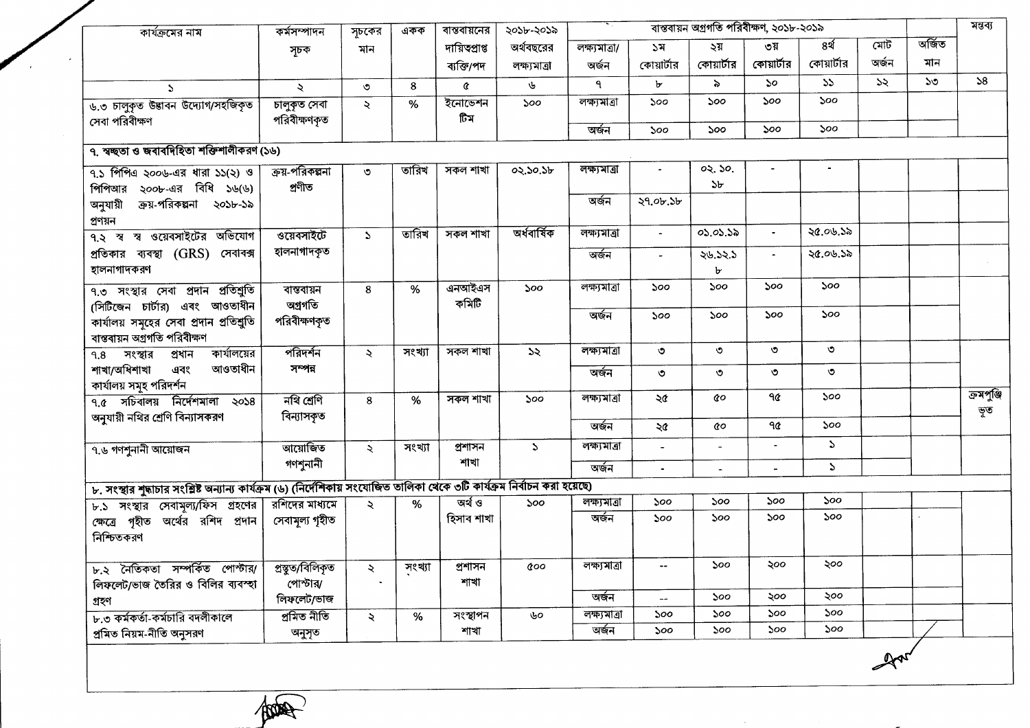| কার্যক্রমের নাম | কর্মসম্পাদন সূচক | সূচকের মান | একক | বাস্তবায়নের দায়িত্বপ্রাপ্ত ব্যক্তি/পদ | ২০১৮-২০১৯ অর্থবছরের লক্ষ্যমাত্রা | বাস্তবায়ন অগ্রগতি পরিবীক্ষণ, ২০১৮-২০১৯ | | | | | | অর্জিত মান | মন্তব্য |
|---|---|---|---|---|---|---|---|---|---|---|---|---|---|
| | | | | | | লক্ষ্যমাত্রা/ অর্জন | ১ম কোয়ার্টার | ২য় কোয়ার্টার | ৩য় কোয়ার্টার | ৪র্থ কোয়ার্টার | মোট অর্জন | | |
| ১ | ২ | ৩ | ৪ | ৫ | ৬ | ৭ | ৮ | ৯ | ১০ | ১১ | ১২ | ১৩ | ১৪ |
| ৬.৩ চালুকৃত উদ্ভাবন উদ্যোগ/সহজিকৃত সেবা পরিবীক্ষণ | চালুকৃত সেবা পরিবীক্ষণকৃত | ২ | % | ইনোভেশন টিম | ১০০ | লক্ষ্যমাত্রা | ১০০ | ১০০ | ১০০ | ১০০ | | | |
| | | | | | | অর্জন | ১০০ | ১০০ | ১০০ | ১০০ | | | |
| **৭. স্বচ্ছতা ও জবাবদিহিতা শক্তিশালীকরণ (১৬)** | | | | | | | | | | | | | |
| ৭.১ পিপিএ ২০০৬-এর ধারা ১১(২) ও পিপিআর ২০০৮-এর বিধি ১৬(৬) অনুযায়ী ক্রয়-পরিকল্পনা ২০১৮-১৯ প্রণয়ন | ক্রয়-পরিকল্পনা প্রণীত | ৩ | তারিখ | সকল শাখা | ০২.১০.১৮ | লক্ষ্যমাত্রা | - | ০২. ১০. ১৮ | - | - | | | |
| | | | | | | অর্জন | ২৭.০৮.১৮ | | | | | | |
| ৭.২ স্ব স্ব ওয়েবসাইটের অভিযোগ প্রতিকার ব্যবস্থা (GRS) সেবাবক্স হালনাগাদকরণ | ওয়েবসাইটে হালনাগাদকৃত | ১ | তারিখ | সকল শাখা | অর্ধবার্ষিক | লক্ষ্যমাত্রা | - | ০১.০১.১৯ | - | ২৫.০৬.১৯ | | | |
| | | | | | | অর্জন | - | ২৬.১২.১৮ | - | ২৫.০৬.১৯ | | | |
| ৭.৩ সংস্থার সেবা প্রদান প্রতিশ্রুতি (সিটিজেন চার্টার) এবং আওতাধীন কার্যালয় সমূহের সেবা প্রদান প্রতিশ্রুতি বাস্তবায়ন অগ্রগতি পরিবীক্ষণ | বাস্তবায়ন অগ্রগতি পরিবীক্ষণকৃত | ৪ | % | এনআইএস কমিটি | ১০০ | লক্ষ্যমাত্রা | ১০০ | ১০০ | ১০০ | ১০০ | | | |
| | | | | | | অর্জন | ১০০ | ১০০ | ১০০ | ১০০ | | | |
| ৭.৪ সংস্থার প্রধান কার্যালয়ের শাখা/অধিশাখা এবং আওতাধীন কার্যালয় সমূহ পরিদর্শন | পরিদর্শন সম্পন্ন | ২ | সংখ্যা | সকল শাখা | ১২ | লক্ষ্যমাত্রা | ৩ | ৩ | ৩ | ৩ | | | |
| | | | | | | অর্জন | ৩ | ৩ | ৩ | ৩ | | | |
| ৭.৫ সচিবালয় নির্দেশমালা ২০১৪ অনুযায়ী নথির শ্রেণি বিন্যাসকরণ | নথি শ্রেণি বিন্যাসকৃত | ৪ | % | সকল শাখা | ১০০ | লক্ষ্যমাত্রা | ২৫ | ৫০ | ৭৫ | ১০০ | | | ক্রমপুঞ্জিভূত |
| | | | | | | অর্জন | ২৫ | ৫০ | ৭৫ | ১০০ | | | |
| ৭.৬ গণশুনানী আয়োজন | আয়োজিত গণশুনানী | ২ | সংখ্যা | প্রশাসন শাখা | ১ | লক্ষ্যমাত্রা | - | - | - | ১ | | | |
| | | | | | | অর্জন | - | - | - | ১ | | | |
| **৮. সংস্থার শুদ্ধাচার সংশ্লিষ্ট অন্যান্য কার্যক্রম (৬) (নির্দেশিকায় সংযোজিত তালিকা থেকে ৩টি কার্যক্রম নির্বাচন করা হয়েছে)** | | | | | | | | | | | | | |
| ৮.১ সংস্থার সেবামূল্য/ফিস গ্রহণের ক্ষেত্রে গৃহীত অর্থের রশিদ প্রদান নিশ্চিতকরণ | রশিদের মাধ্যমে সেবামূল্য গৃহীত | ২ | % | অর্থ ও হিসাব শাখা | ১০০ | লক্ষ্যমাত্রা | ১০০ | ১০০ | ১০০ | ১০০ | | | |
| | | | | | | অর্জন | ১০০ | ১০০ | ১০০ | ১০০ | | | |
| ৮.২ নৈতিকতা সম্পর্কিত পোস্টার/ লিফলেট/ভাজ তৈরির ও বিলির ব্যবস্থা গ্রহণ | প্রস্তুত/বিলিকৃত পোস্টার/ লিফলেট/ভাজ | ২ | সংখ্যা | প্রশাসন শাখা | ৫০০ | লক্ষ্যমাত্রা | -- | ১০০ | ২০০ | ২০০ | | | |
| | | | | | | অর্জন | -- | ১০০ | ২০০ | ২০০ | | | |
| ৮.৩ কর্মকর্তা-কর্মচারি বদলীকালে প্রমিত নিয়ম-নীতি অনুসরণ | প্রমিত নীতি অনুসৃত | ২ | % | সংস্থাপন শাখা | ৬০ | লক্ষ্যমাত্রা | ১০০ | ১০০ | ১০০ | ১০০ | | | |
| | | | | | | অর্জন | ১০০ | ১০০ | ১০০ | ১০০ | | | |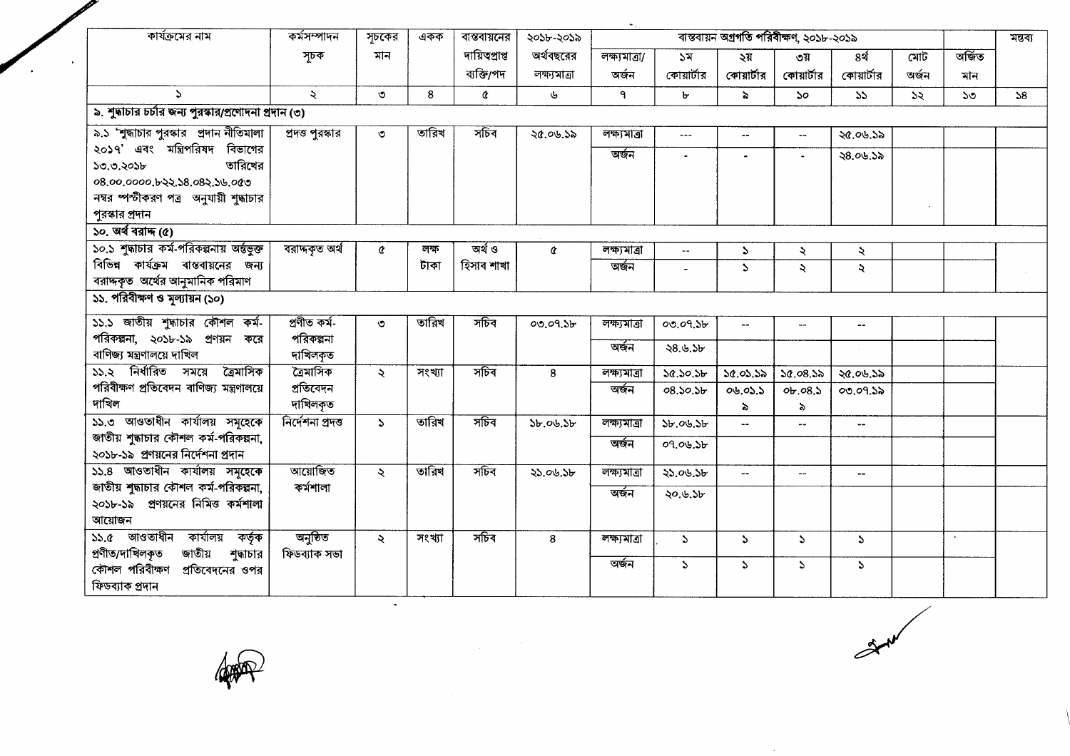| কার্যক্রমের নাম | কর্মসম্পাদন সূচক | সূচকের মান | একক | বাস্তবায়নের দায়িত্বপ্রাপ্ত ব্যক্তি/পদ | ২০১৮-২০১৯ অর্থবছরের লক্ষ্যমাত্রা | বাস্তবায়ন অগ্রগতি পরিবীক্ষণ, ২০১৮-২০১৯ | | | | | | | মন্তব্য |
|---|---|---|---|---|---|---|---|---|---|---|---|---|---|
| | | | | | | লক্ষ্যমাত্রা/ অর্জন | ১ম কোয়ার্টার | ২য় কোয়ার্টার | ৩য় কোয়ার্টার | ৪র্থ কোয়ার্টার | মোট অর্জন | অর্জিত মান | |
| ১ | ২ | ৩ | ৪ | ৫ | ৬ | ৭ | ৮ | ৯ | ১০ | ১১ | ১২ | ১৩ | ১৪ |
| **৯. শুদ্ধাচার চর্চার জন্য পুরস্কার/প্রণোদনা প্রদান (৩)** | | | | | | | | | | | | | |
| ৯.১ 'শুদ্ধাচার পুরস্কার প্রদান নীতিমালা ২০১৭' এবং মন্ত্রিপরিষদ বিভাগের ১৩.৩.২০১৮ তারিখের ০৪.০০.০০০০.৮২২.১৪.০৪২.১৬.০৫৩ নম্বর স্পষ্টীকরণ পত্র অনুযায়ী শুদ্ধাচার পুরস্কার প্রদান | প্রদত্ত পুরস্কার | ৩ | তারিখ | সচিব | ২৫.০৬.১৯ | লক্ষ্যমাত্রা | --- | -- | -- | ২৫.০৬.১৯ | | | |
| | | | | | | অর্জন | - | - | - | ২৪.০৬.১৯ | | | |
| **১০. অর্থ বরাদ্দ (৫)** | | | | | | | | | | | | | |
| ১০.১ শুদ্ধাচার কর্ম-পরিকল্পনায় অন্তর্ভুক্ত বিভিন্ন কার্যক্রম বাস্তবায়নের জন্য বরাদ্দকৃত অর্থের আনুমানিক পরিমাণ | বরাদ্দকৃত অর্থ | ৫ | লক্ষ টাকা | অর্থ ও হিসাব শাখা | ৫ | লক্ষ্যমাত্রা | -- | ১ | ২ | ২ | | | |
| | | | | | | অর্জন | - | ১ | ২ | ২ | | | |
| **১১. পরিবীক্ষণ ও মূল্যায়ন (১০)** | | | | | | | | | | | | | |
| ১১.১ জাতীয় শুদ্ধাচার কৌশল কর্ম-পরিকল্পনা, ২০১৮-১৯ প্রণয়ন করে বাণিজ্য মন্ত্রণালয়ে দাখিল | প্রণীত কর্ম-পরিকল্পনা দাখিলকৃত | ৩ | তারিখ | সচিব | ০৩.০৭.১৮ | লক্ষ্যমাত্রা | ০৩.০৭.১৮ | -- | -- | -- | | | |
| | | | | | | অর্জন | ২৪.৬.১৮ | | | | | | |
| ১১.২ নির্ধারিত সময়ে ত্রৈমাসিক পরিবীক্ষণ প্রতিবেদন বাণিজ্য মন্ত্রণালয়ে দাখিল | ত্রৈমাসিক প্রতিবেদন দাখিলকৃত | ২ | সংখ্যা | সচিব | ৪ | লক্ষ্যমাত্রা | ১৫.১০.১৮ | ১৫.০১.১৯ | ১৫.০৪.১৯ | ২৫.০৬.১৯ | | | |
| | | | | | | অর্জন | ০৪.১০.১৮ | ০৬.০১.১৯ | ০৮.০৪.১৯ | ০৩.০৭.১৯ | | | |
| ১১.৩ আওতাধীন কার্যালয় সমূহেকে জাতীয় শুদ্ধাচার কৌশল কর্ম-পরিকল্পনা, ২০১৮-১৯ প্রণয়নের নির্দেশনা প্রদান | নির্দেশনা প্রদত্ত | ১ | তারিখ | সচিব | ১৮.০৬.১৮ | লক্ষ্যমাত্রা | ১৮.০৬.১৮ | -- | -- | -- | | | |
| | | | | | | অর্জন | ০৭.০৬.১৮ | | | | | | |
| ১১.৪ আওতাধীন কার্যালয় সমূহেকে জাতীয় শুদ্ধাচার কৌশল কর্ম-পরিকল্পনা, ২০১৮-১৯ প্রণয়নের নিমিত্ত কর্মশালা আয়োজন | আয়োজিত কর্মশালা | ২ | তারিখ | সচিব | ২১.০৬.১৮ | লক্ষ্যমাত্রা | ২১.০৬.১৮ | -- | -- | -- | | | |
| | | | | | | অর্জন | ২০.৬.১৮ | | | | | | |
| ১১.৫ আওতাধীন কার্যালয় কর্তৃক প্রণীত/দাখিলকৃত জাতীয় শুদ্ধাচার কৌশল পরিবীক্ষণ প্রতিবেদনের ওপর ফিডব্যাক প্রদান | অনুষ্ঠিত ফিডব্যাক সভা | ২ | সংখ্যা | সচিব | ৪ | লক্ষ্যমাত্রা | ১ | ১ | ১ | ১ | | | |
| | | | | | | অর্জন | ১ | ১ | ১ | ১ | | | |